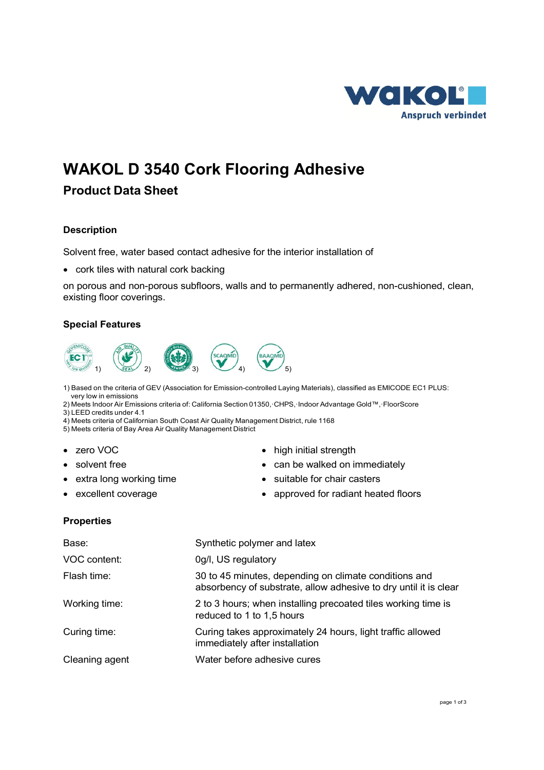WAKOL®
Anspruch verbindet

# WAKOL D 3540 Cork Flooring Adhesive

## Product Data Sheet

### Description

Solvent free, water based contact adhesive for the interior installation of

- cork tiles with natural cork backing

on porous and non-porous subfloors, walls and to permanently adhered, non-cushioned, clean, existing floor coverings.

### Special Features

1) 2) 3) 4) 5)

1) Based on the criteria of GEV (Association for Emission-controlled Laying Materials), classified as EMICODE EC1 PLUS: very low in emissions
2) Meets Indoor Air Emissions criteria of: California Section 01350, CHPS, Indoor Advantage Gold™, FloorScore
3) LEED credits under 4.1
4) Meets criteria of Californian South Coast Air Quality Management District, rule 1168
5) Meets criteria of Bay Area Air Quality Management District

- zero VOC
- solvent free
- extra long working time
- excellent coverage
- high initial strength
- can be walked on immediately
- suitable for chair casters
- approved for radiant heated floors

### Properties

| | |
|---|---|
| Base: | Synthetic polymer and latex |
| VOC content: | 0g/l, US regulatory |
| Flash time: | 30 to 45 minutes, depending on climate conditions and absorbency of substrate, allow adhesive to dry until it is clear |
| Working time: | 2 to 3 hours; when installing precoated tiles working time is reduced to 1 to 1,5 hours |
| Curing time: | Curing takes approximately 24 hours, light traffic allowed immediately after installation |
| Cleaning agent | Water before adhesive cures |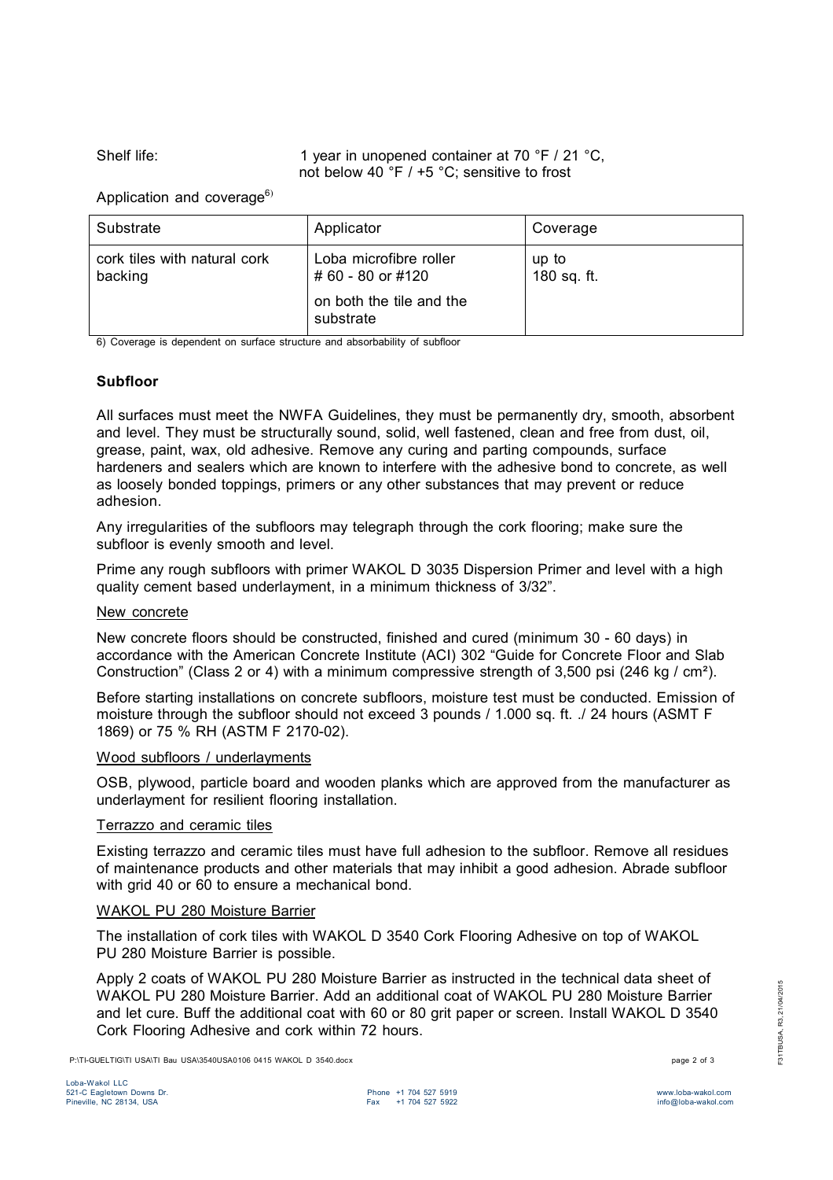Shelf life: 1 year in unopened container at 70 °F / 21 °C, not below 40 °F / +5 °C; sensitive to frost

Application and coverage[6)]

| Substrate | Applicator | Coverage |
| --- | --- | --- |
| cork tiles with natural cork backing | Loba microfibre roller # 60 - 80 or #120<br><br>on both the tile and the substrate | up to 180 sq. ft. |

6) Coverage is dependent on surface structure and absorbability of subfloor

## Subfloor

All surfaces must meet the NWFA Guidelines, they must be permanently dry, smooth, absorbent and level. They must be structurally sound, solid, well fastened, clean and free from dust, oil, grease, paint, wax, old adhesive. Remove any curing and parting compounds, surface hardeners and sealers which are known to interfere with the adhesive bond to concrete, as well as loosely bonded toppings, primers or any other substances that may prevent or reduce adhesion.

Any irregularities of the subfloors may telegraph through the cork flooring; make sure the subfloor is evenly smooth and level.

Prime any rough subfloors with primer WAKOL D 3035 Dispersion Primer and level with a high quality cement based underlayment, in a minimum thickness of 3/32”.

### New concrete

New concrete floors should be constructed, finished and cured (minimum 30 - 60 days) in accordance with the American Concrete Institute (ACI) 302 “Guide for Concrete Floor and Slab Construction” (Class 2 or 4) with a minimum compressive strength of 3,500 psi (246 kg / cm²).

Before starting installations on concrete subfloors, moisture test must be conducted. Emission of moisture through the subfloor should not exceed 3 pounds / 1.000 sq. ft. ./ 24 hours (ASMT F 1869) or 75 % RH (ASTM F 2170-02).

### Wood subfloors / underlayments

OSB, plywood, particle board and wooden planks which are approved from the manufacturer as underlayment for resilient flooring installation.

### Terrazzo and ceramic tiles

Existing terrazzo and ceramic tiles must have full adhesion to the subfloor. Remove all residues of maintenance products and other materials that may inhibit a good adhesion. Abrade subfloor with grid 40 or 60 to ensure a mechanical bond.

### WAKOL PU 280 Moisture Barrier

The installation of cork tiles with WAKOL D 3540 Cork Flooring Adhesive on top of WAKOL PU 280 Moisture Barrier is possible.

Apply 2 coats of WAKOL PU 280 Moisture Barrier as instructed in the technical data sheet of WAKOL PU 280 Moisture Barrier. Add an additional coat of WAKOL PU 280 Moisture Barrier and let cure. Buff the additional coat with 60 or 80 grit paper or screen. Install WAKOL D 3540 Cork Flooring Adhesive and cork within 72 hours.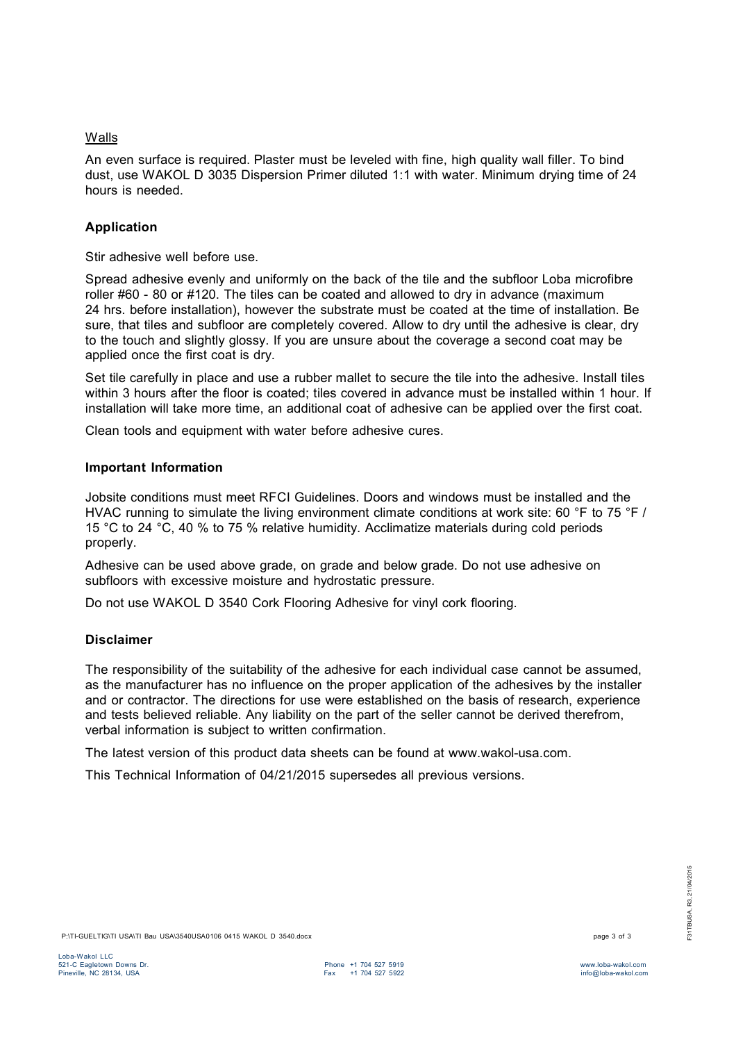Walls

An even surface is required. Plaster must be leveled with fine, high quality wall filler. To bind dust, use WAKOL D 3035 Dispersion Primer diluted 1:1 with water. Minimum drying time of 24 hours is needed.

## Application

Stir adhesive well before use.

Spread adhesive evenly and uniformly on the back of the tile and the subfloor Loba microfibre roller #60 - 80 or #120. The tiles can be coated and allowed to dry in advance (maximum 24 hrs. before installation), however the substrate must be coated at the time of installation. Be sure, that tiles and subfloor are completely covered. Allow to dry until the adhesive is clear, dry to the touch and slightly glossy. If you are unsure about the coverage a second coat may be applied once the first coat is dry.

Set tile carefully in place and use a rubber mallet to secure the tile into the adhesive. Install tiles within 3 hours after the floor is coated; tiles covered in advance must be installed within 1 hour. If installation will take more time, an additional coat of adhesive can be applied over the first coat.

Clean tools and equipment with water before adhesive cures.

## Important Information

Jobsite conditions must meet RFCI Guidelines. Doors and windows must be installed and the HVAC running to simulate the living environment climate conditions at work site: 60 °F to 75 °F / 15 °C to 24 °C, 40 % to 75 % relative humidity. Acclimatize materials during cold periods properly.

Adhesive can be used above grade, on grade and below grade. Do not use adhesive on subfloors with excessive moisture and hydrostatic pressure.

Do not use WAKOL D 3540 Cork Flooring Adhesive for vinyl cork flooring.

## Disclaimer

The responsibility of the suitability of the adhesive for each individual case cannot be assumed, as the manufacturer has no influence on the proper application of the adhesives by the installer and or contractor. The directions for use were established on the basis of research, experience and tests believed reliable. Any liability on the part of the seller cannot be derived therefrom, verbal information is subject to written confirmation.

The latest version of this product data sheets can be found at www.wakol-usa.com.

This Technical Information of 04/21/2015 supersedes all previous versions.